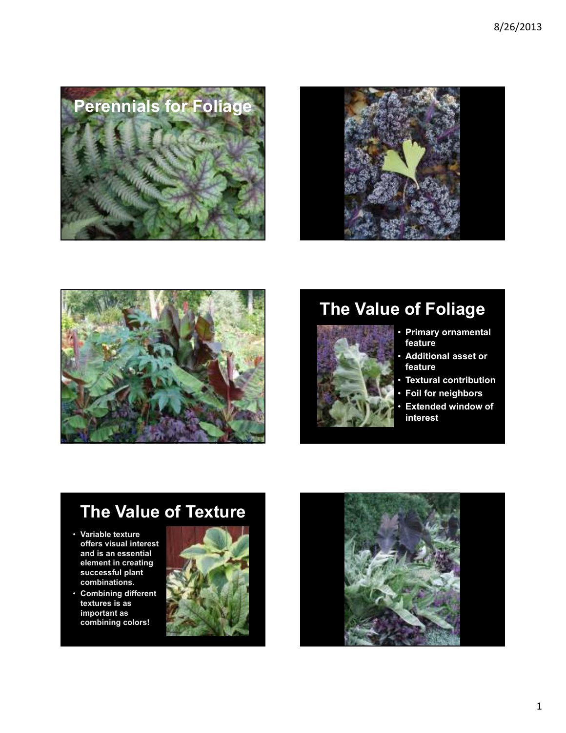# Perennials for Foliage

## The Value of Foliage

- Primary ornamental feature
- Additional asset or feature
- Textural contribution
- Foil for neighbors
- Extended window of interest

## The Value of Texture

- Variable texture offers visual interest and is an essential element in creating successful plant combinations.
- Combining different textures is as important as combining colors!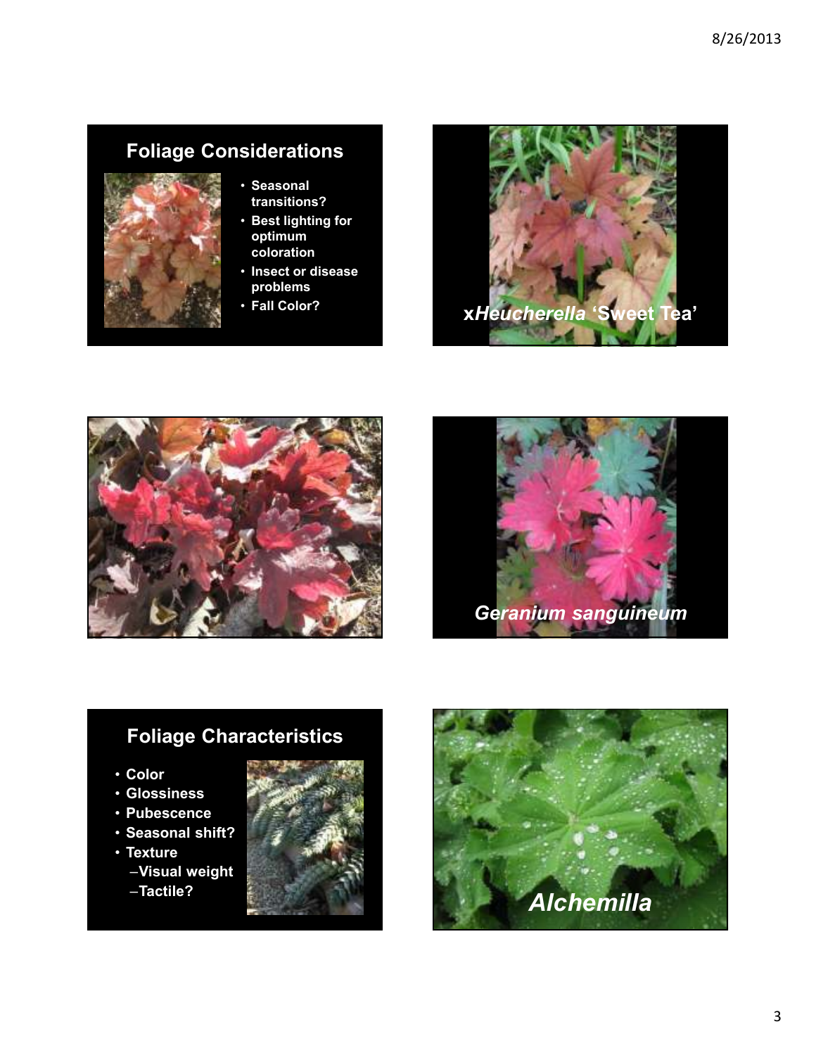## Foliage Considerations

- Seasonal transitions?
- Best lighting for optimum coloration
- Insect or disease problems
- Fall Color?

x*Heucherella* 'Sweet Tea'

*Geranium sanguineum*

## Foliage Characteristics

- Color
- Glossiness
- Pubescence
- Seasonal shift?
- Texture
  - –Visual weight
  - –Tactile?

*Alchemilla*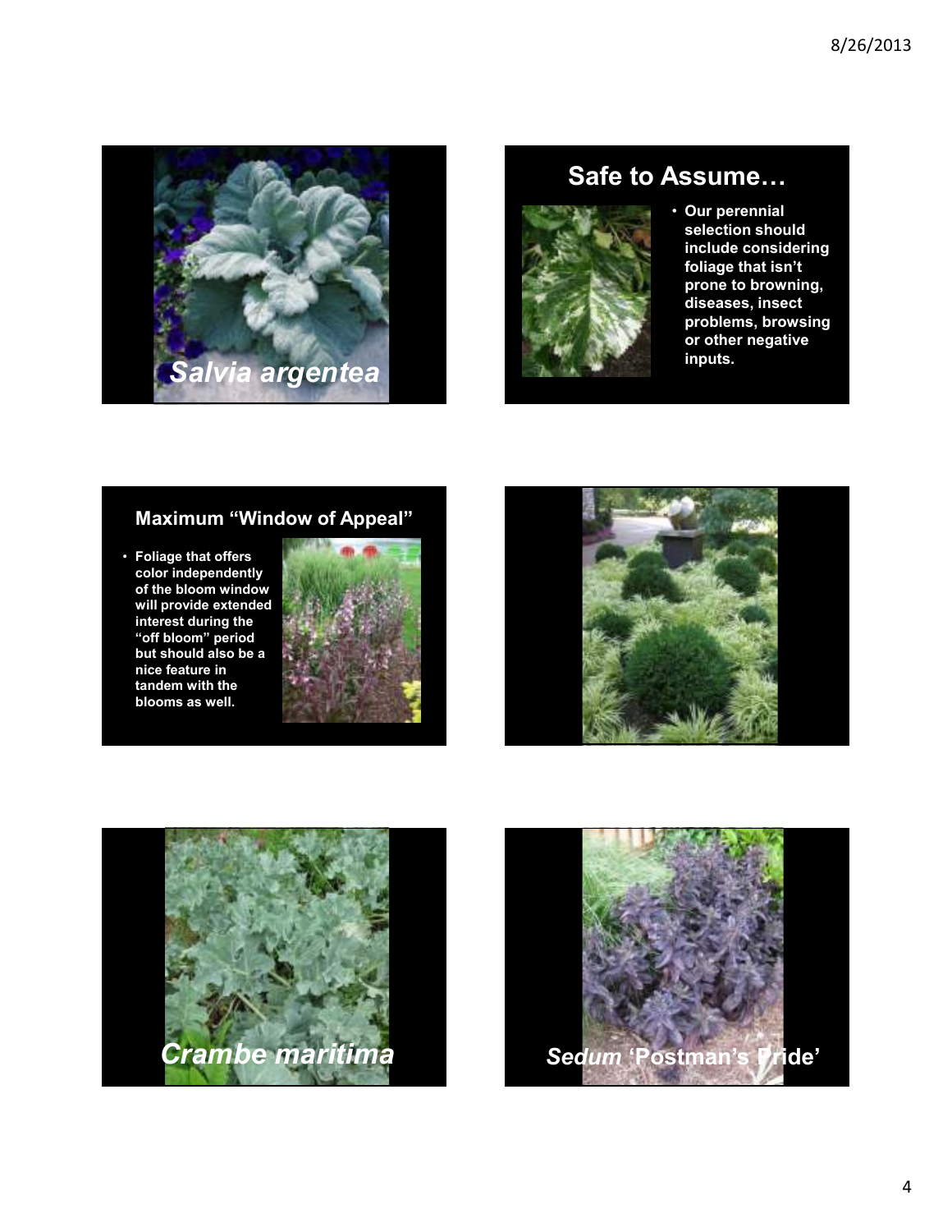*Salvia argentea*

## Safe to Assume…

- **Our perennial selection should include considering foliage that isn't prone to browning, diseases, insect problems, browsing or other negative inputs.**

## Maximum "Window of Appeal"

- **Foliage that offers color independently of the bloom window will provide extended interest during the "off bloom" period but should also be a nice feature in tandem with the blooms as well.**

*Crambe maritima*

*Sedum* 'Postman's Pride'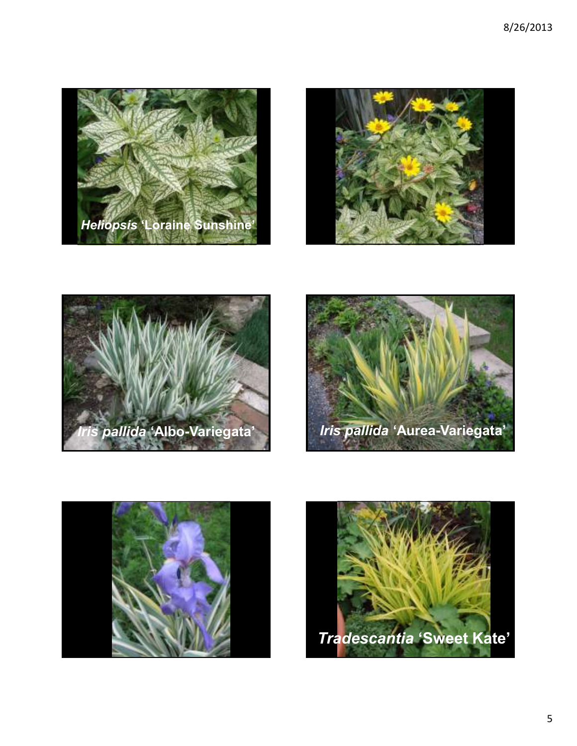*Heliopsis* 'Loraine Sunshine'

*Iris pallida* 'Albo-Variegata'

*Iris pallida* 'Aurea-Variegata'

*Tradescantia* 'Sweet Kate'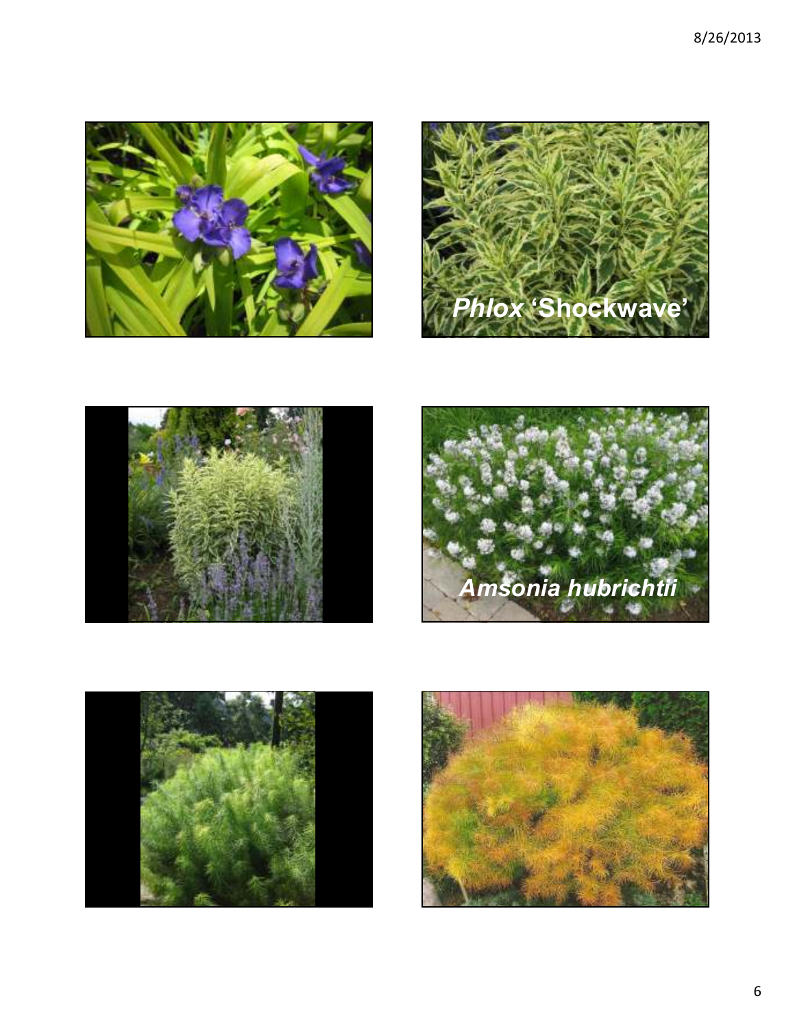Phlox 'Shockwave'

Amsonia hubrichtii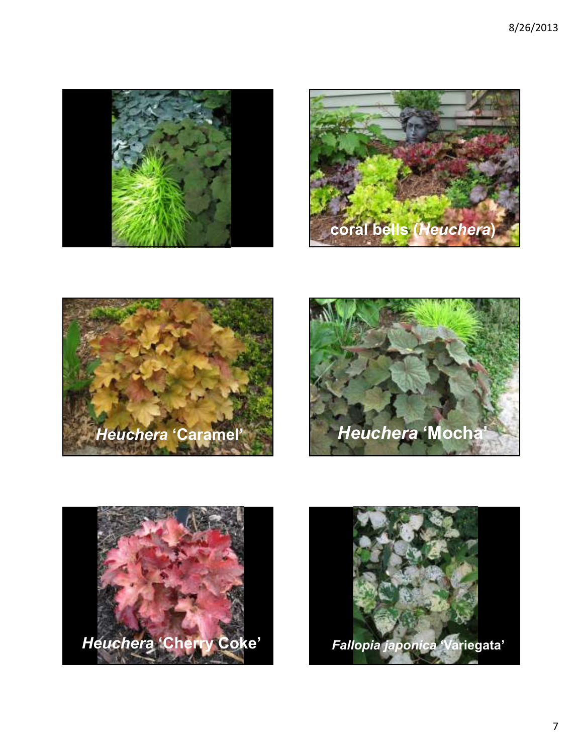coral bells (*Heuchera*)

*Heuchera* 'Caramel'

*Heuchera* 'Mocha'

*Heuchera* 'Cherry Coke'

*Fallopia japonica* 'Variegata'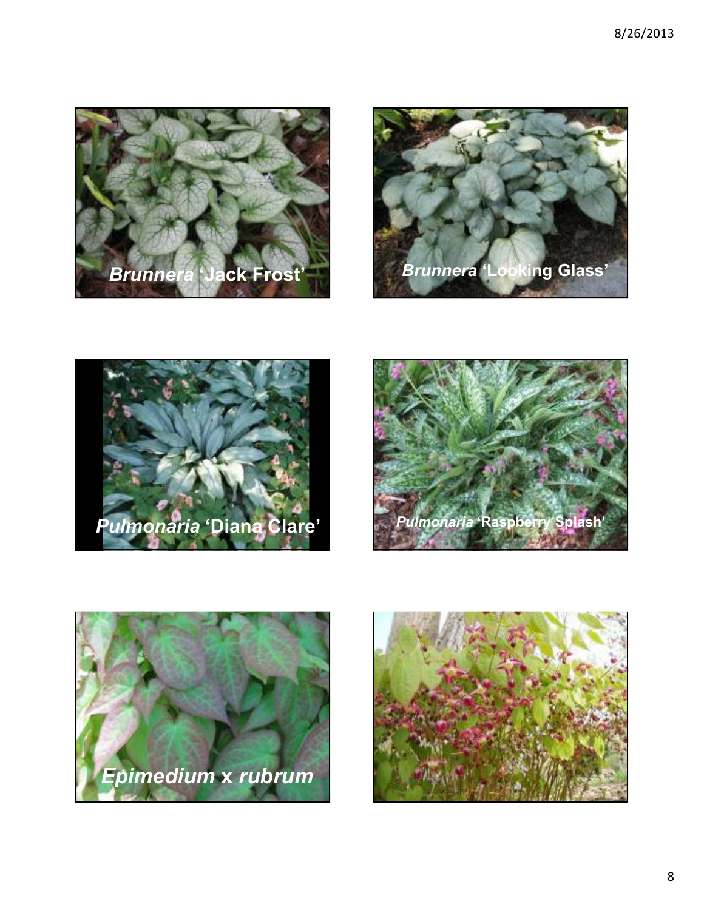*Brunnera* 'Jack Frost'

*Brunnera* 'Looking Glass'

*Pulmonaria* 'Diana Clare'

*Pulmonaria* 'Raspberry Splash'

*Epimedium* x *rubrum*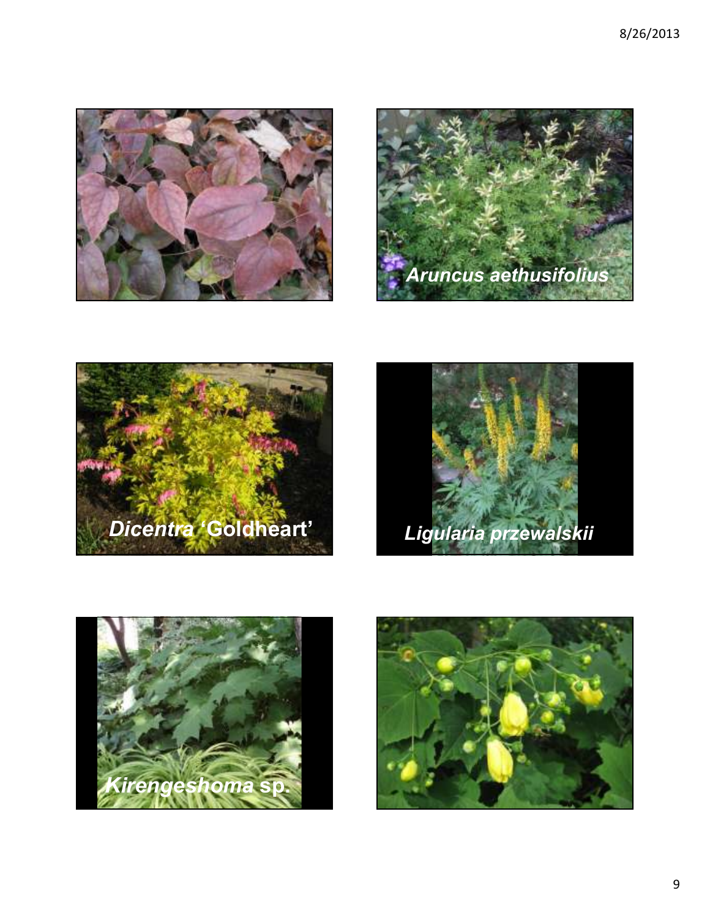*Aruncus aethusifolius*

*Dicentra* 'Goldheart'

*Ligularia przewalskii*

*Kirengeshoma* sp.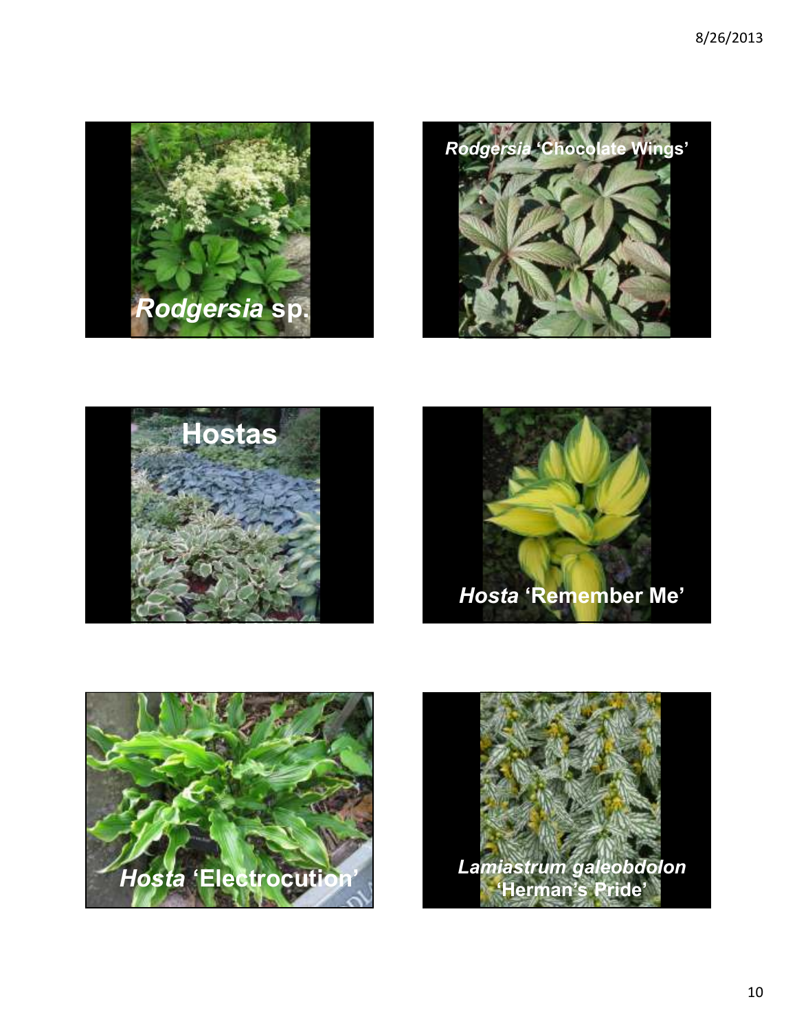*Rodgersia* sp.

*Rodgersia* 'Chocolate Wings'

Hostas

*Hosta* 'Remember Me'

*Hosta* 'Electrocution'

*Lamiastrum galeobdolon* 'Herman's Pride'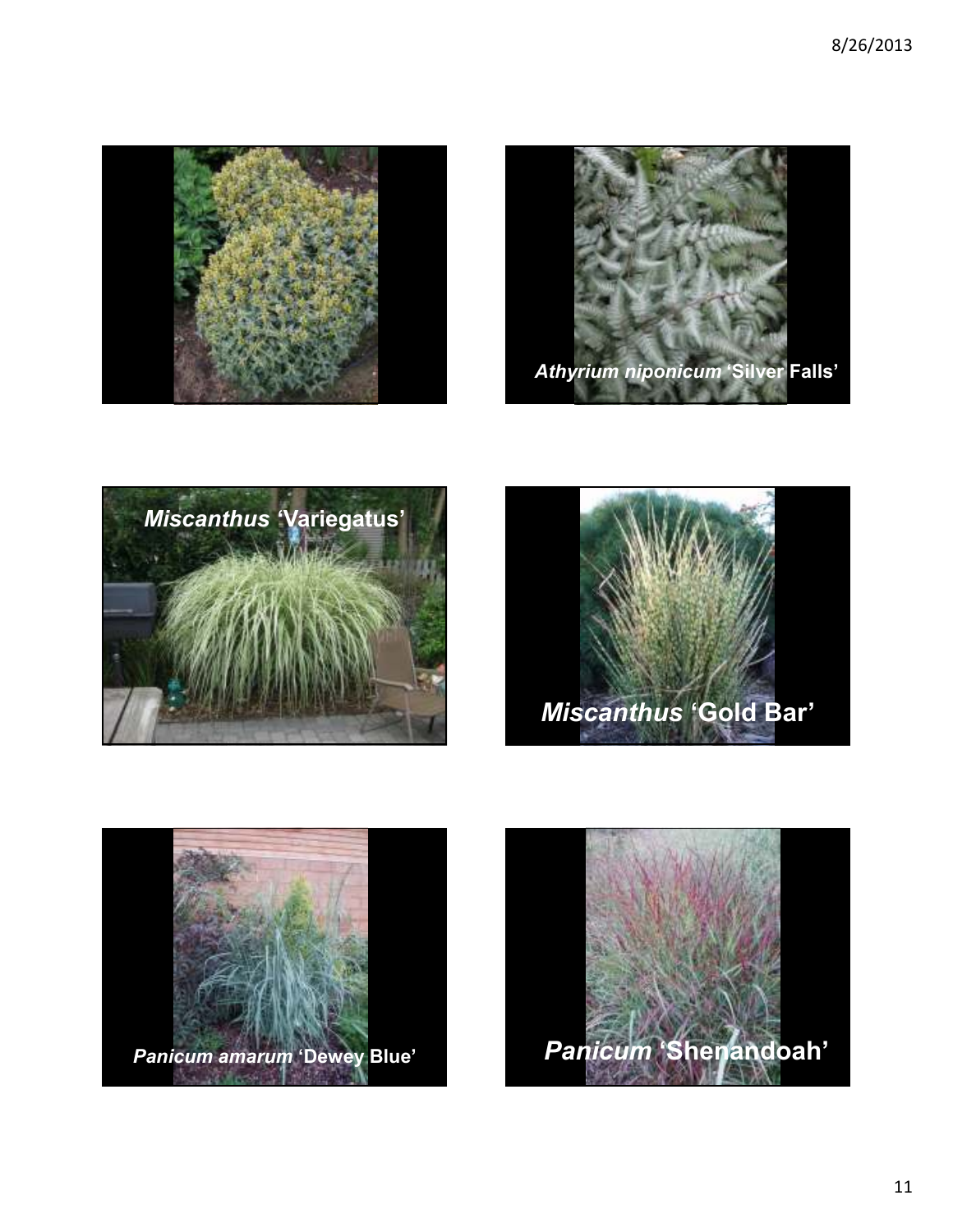*Athyrium niponicum* 'Silver Falls'

*Miscanthus* 'Variegatus'

*Miscanthus* 'Gold Bar'

*Panicum amarum* 'Dewey Blue'

*Panicum* 'Shenandoah'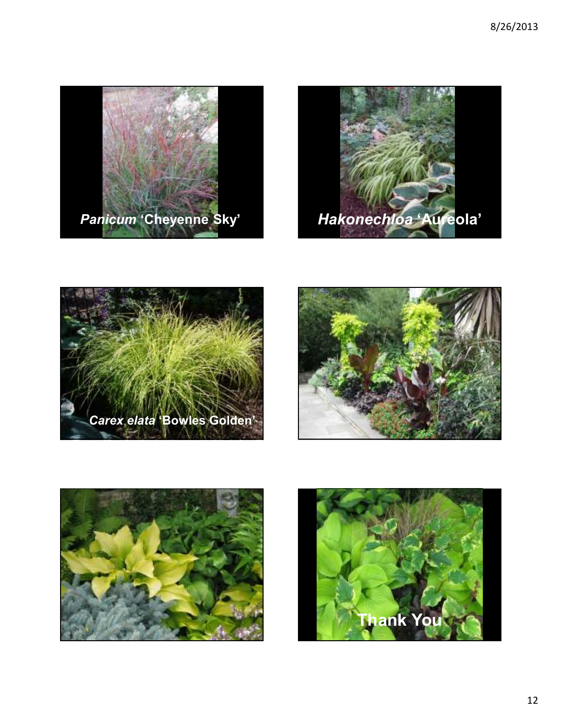*Panicum* 'Cheyenne Sky'

*Hakonechloa* 'Aureola'

*Carex elata* 'Bowles Golden'

Thank You